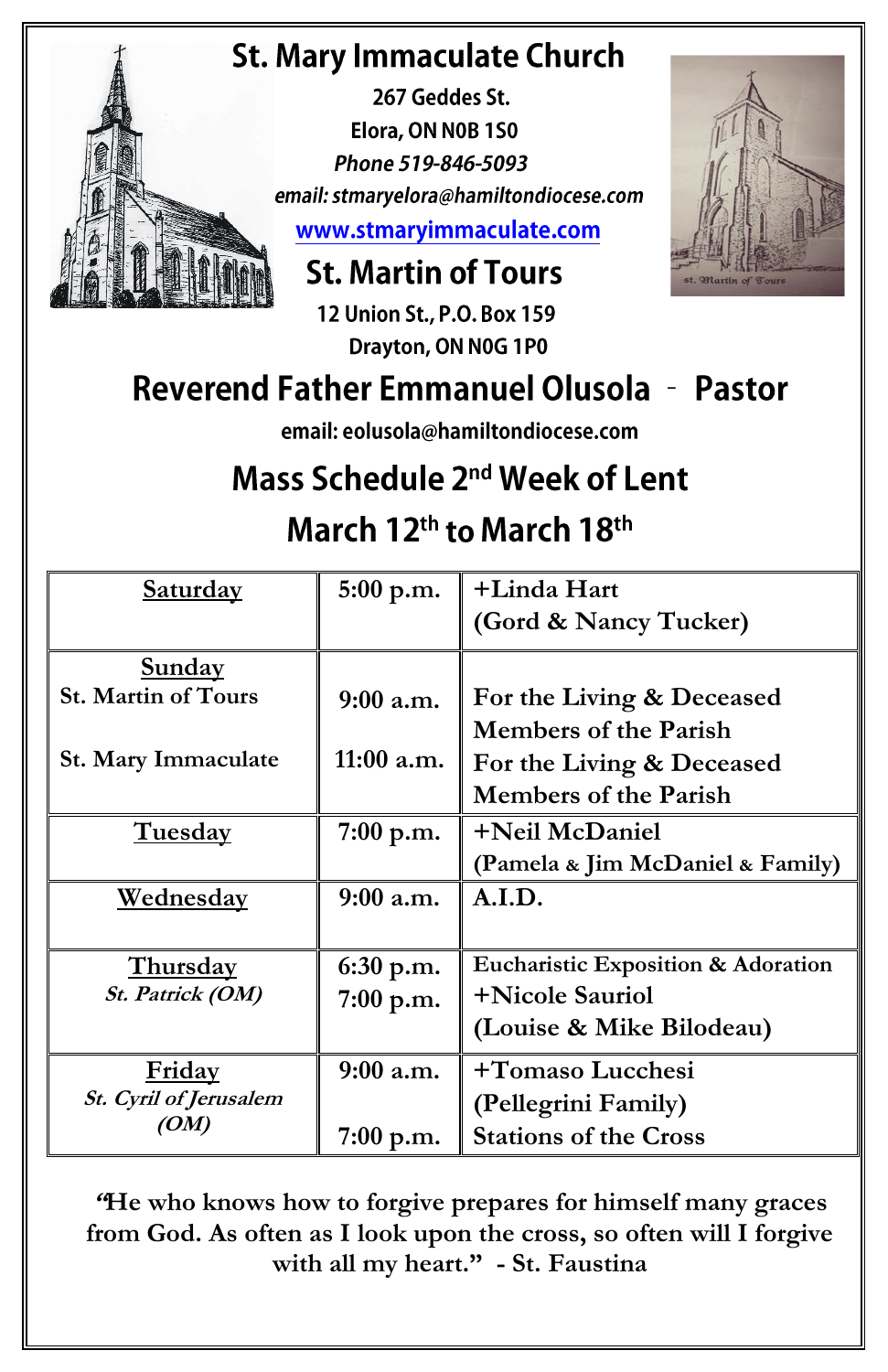# St. Mary Immaculate Church

**267 Geddes St.**
**Elora, ON N0B 1S0**
***Phone 519-846-5093***
***email: stmaryelora@hamiltondiocese.com***
**www.stmaryimmaculate.com**

## St. Martin of Tours

**12 Union St., P.O. Box 159**
**Drayton, ON N0G 1P0**

## Reverend Father Emmanuel Olusola - Pastor

**email: eolusola@hamiltondiocese.com**

## Mass Schedule 2nd Week of Lent

## March 12th to March 18th

| Day | Time | Intention |
|---|---|---|
| **Saturday** | 5:00 p.m. | +Linda Hart (Gord & Nancy Tucker) |
| **Sunday** St. Martin of Tours | 9:00 a.m. | For the Living & Deceased Members of the Parish |
| St. Mary Immaculate | 11:00 a.m. | For the Living & Deceased Members of the Parish |
| **Tuesday** | 7:00 p.m. | +Neil McDaniel (Pamela & Jim McDaniel & Family) |
| **Wednesday** | 9:00 a.m. | A.I.D. |
| **Thursday** *St. Patrick (OM)* | 6:30 p.m. | Eucharistic Exposition & Adoration |
| | 7:00 p.m. | +Nicole Sauriol (Louise & Mike Bilodeau) |
| **Friday** *St. Cyril of Jerusalem (OM)* | 9:00 a.m. | +Tomaso Lucchesi (Pellegrini Family) |
| | 7:00 p.m. | Stations of the Cross |

**"He who knows how to forgive prepares for himself many graces from God. As often as I look upon the cross, so often will I forgive with all my heart." - St. Faustina**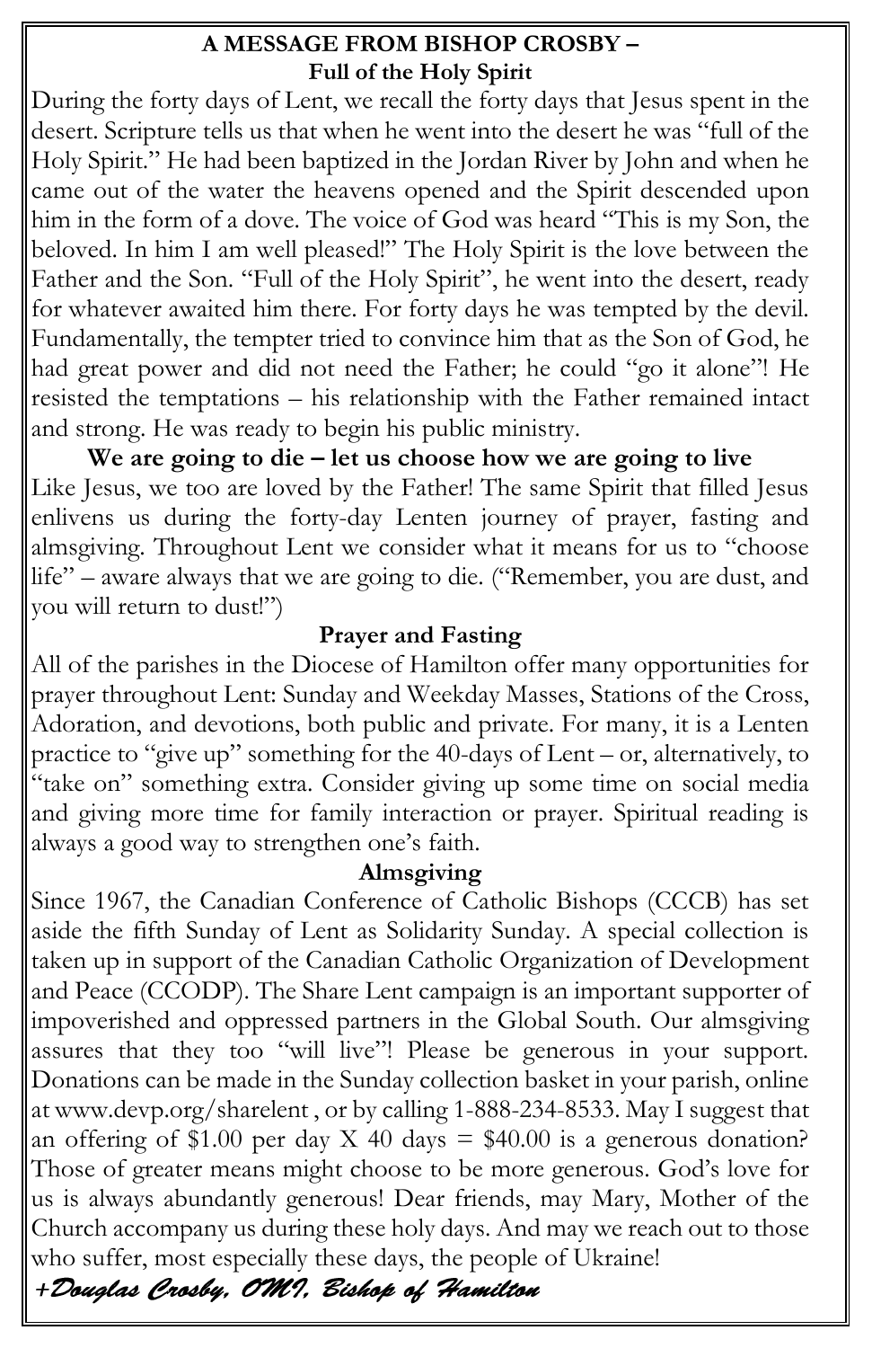## A MESSAGE FROM BISHOP CROSBY – Full of the Holy Spirit

During the forty days of Lent, we recall the forty days that Jesus spent in the desert. Scripture tells us that when he went into the desert he was "full of the Holy Spirit." He had been baptized in the Jordan River by John and when he came out of the water the heavens opened and the Spirit descended upon him in the form of a dove. The voice of God was heard "This is my Son, the beloved. In him I am well pleased!" The Holy Spirit is the love between the Father and the Son. "Full of the Holy Spirit", he went into the desert, ready for whatever awaited him there. For forty days he was tempted by the devil. Fundamentally, the tempter tried to convince him that as the Son of God, he had great power and did not need the Father; he could "go it alone"! He resisted the temptations – his relationship with the Father remained intact and strong. He was ready to begin his public ministry.

### We are going to die – let us choose how we are going to live

Like Jesus, we too are loved by the Father! The same Spirit that filled Jesus enlivens us during the forty-day Lenten journey of prayer, fasting and almsgiving. Throughout Lent we consider what it means for us to "choose life" – aware always that we are going to die. ("Remember, you are dust, and you will return to dust!")

### Prayer and Fasting

All of the parishes in the Diocese of Hamilton offer many opportunities for prayer throughout Lent: Sunday and Weekday Masses, Stations of the Cross, Adoration, and devotions, both public and private. For many, it is a Lenten practice to "give up" something for the 40-days of Lent – or, alternatively, to "take on" something extra. Consider giving up some time on social media and giving more time for family interaction or prayer. Spiritual reading is always a good way to strengthen one's faith.

### Almsgiving

Since 1967, the Canadian Conference of Catholic Bishops (CCCB) has set aside the fifth Sunday of Lent as Solidarity Sunday. A special collection is taken up in support of the Canadian Catholic Organization of Development and Peace (CCODP). The Share Lent campaign is an important supporter of impoverished and oppressed partners in the Global South. Our almsgiving assures that they too "will live"! Please be generous in your support. Donations can be made in the Sunday collection basket in your parish, online at www.devp.org/sharelent , or by calling 1-888-234-8533. May I suggest that an offering of $1.00 per day X 40 days = $40.00 is a generous donation? Those of greater means might choose to be more generous. God's love for us is always abundantly generous! Dear friends, may Mary, Mother of the Church accompany us during these holy days. And may we reach out to those who suffer, most especially these days, the people of Ukraine!

*+Douglas Crosby, OMI, Bishop of Hamilton*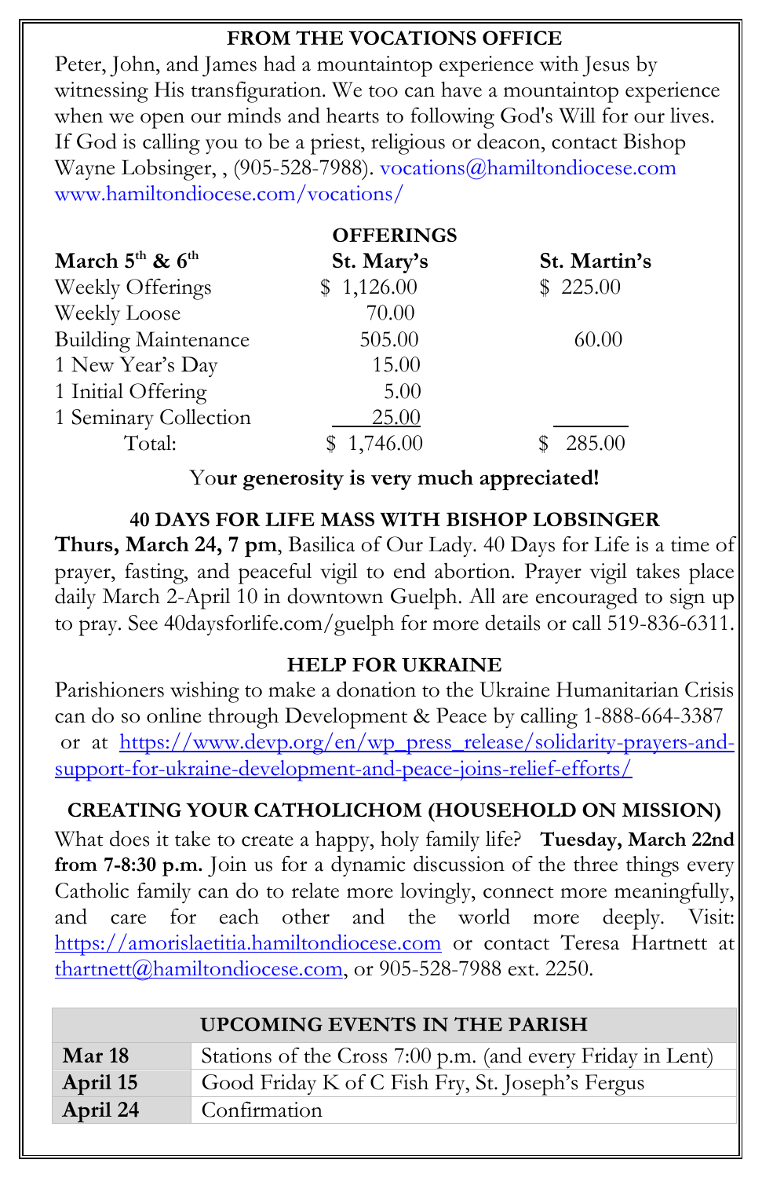## FROM THE VOCATIONS OFFICE

Peter, John, and James had a mountaintop experience with Jesus by witnessing His transfiguration. We too can have a mountaintop experience when we open our minds and hearts to following God's Will for our lives. If God is calling you to be a priest, religious or deacon, contact Bishop Wayne Lobsinger, , (905-528-7988). vocations@hamiltondiocese.com www.hamiltondiocese.com/vocations/

## OFFERINGS

| March 5th & 6th | St. Mary's | St. Martin's |
|---|---|---|
| Weekly Offerings | $ 1,126.00 | $ 225.00 |
| Weekly Loose | 70.00 | |
| Building Maintenance | 505.00 | 60.00 |
| 1 New Year's Day | 15.00 | |
| 1 Initial Offering | 5.00 | |
| 1 Seminary Collection | 25.00 | |
| Total: | $ 1,746.00 | $ 285.00 |

**Your generosity is very much appreciated!**

## 40 DAYS FOR LIFE MASS WITH BISHOP LOBSINGER

**Thurs, March 24, 7 pm**, Basilica of Our Lady. 40 Days for Life is a time of prayer, fasting, and peaceful vigil to end abortion. Prayer vigil takes place daily March 2-April 10 in downtown Guelph. All are encouraged to sign up to pray. See 40daysforlife.com/guelph for more details or call 519-836-6311.

## HELP FOR UKRAINE

Parishioners wishing to make a donation to the Ukraine Humanitarian Crisis can do so online through Development & Peace by calling 1-888-664-3387 or at https://www.devp.org/en/wp_press_release/solidarity-prayers-and-support-for-ukraine-development-and-peace-joins-relief-efforts/

## CREATING YOUR CATHOLICHOM (HOUSEHOLD ON MISSION)

What does it take to create a happy, holy family life? **Tuesday, March 22nd from 7-8:30 p.m.** Join us for a dynamic discussion of the three things every Catholic family can do to relate more lovingly, connect more meaningfully, and care for each other and the world more deeply. Visit: https://amorislaetitia.hamiltondiocese.com or contact Teresa Hartnett at thartnett@hamiltondiocese.com, or 905-528-7988 ext. 2250.

| UPCOMING EVENTS IN THE PARISH | |
|---|---|
| **Mar 18** | Stations of the Cross 7:00 p.m. (and every Friday in Lent) |
| **April 15** | Good Friday K of C Fish Fry, St. Joseph's Fergus |
| **April 24** | Confirmation |